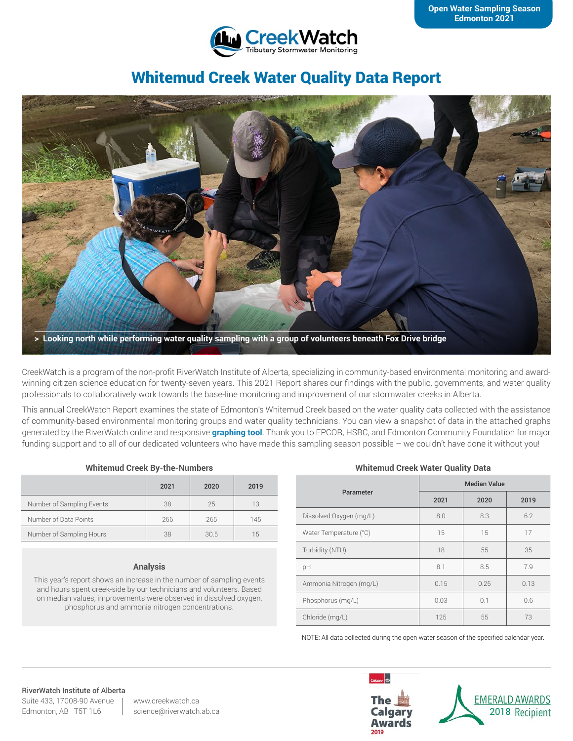Open Water Sampling Season
Edmonton 2021

CreekWatch
Tributary Stormwater Monitoring

# Whitemud Creek Water Quality Data Report

> Looking north while performing water quality sampling with a group of volunteers beneath Fox Drive bridge

CreekWatch is a program of the non-profit RiverWatch Institute of Alberta, specializing in community-based environmental monitoring and award-winning citizen science education for twenty-seven years. This 2021 Report shares our findings with the public, governments, and water quality professionals to collaboratively work towards the base-line monitoring and improvement of our stormwater creeks in Alberta.

This annual CreekWatch Report examines the state of Edmonton's Whitemud Creek based on the water quality data collected with the assistance of community-based environmental monitoring groups and water quality technicians. You can view a snapshot of data in the attached graphs generated by the RiverWatch online and responsive **graphing tool**. Thank you to EPCOR, HSBC, and Edmonton Community Foundation for major funding support and to all of our dedicated volunteers who have made this sampling season possible – we couldn't have done it without you!

### Whitemud Creek By-the-Numbers

| | 2021 | 2020 | 2019 |
|---|---|---|---|
| Number of Sampling Events | 38 | 25 | 13 |
| Number of Data Points | 266 | 265 | 145 |
| Number of Sampling Hours | 38 | 30.5 | 15 |

### Analysis

This year's report shows an increase in the number of sampling events and hours spent creek-side by our technicians and volunteers. Based on median values, improvements were observed in dissolved oxygen, phosphorus and ammonia nitrogen concentrations.

### Whitemud Creek Water Quality Data

| Parameter | Median Value | | |
|---|---|---|---|
| | 2021 | 2020 | 2019 |
| Dissolved Oxygen (mg/L) | 8.0 | 8.3 | 6.2 |
| Water Temperature (°C) | 15 | 15 | 17 |
| Turbidity (NTU) | 18 | 55 | 35 |
| pH | 8.1 | 8.5 | 7.9 |
| Ammonia Nitrogen (mg/L) | 0.15 | 0.25 | 0.13 |
| Phosphorus (mg/L) | 0.03 | 0.1 | 0.6 |
| Chloride (mg/L) | 125 | 55 | 73 |

NOTE: All data collected during the open water season of the specified calendar year.

**RiverWatch Institute of Alberta**
Suite 433, 17008-90 Avenue
Edmonton, AB T5T 1L6

www.creekwatch.ca
science@riverwatch.ab.ca

The Calgary Awards 2019

EMERALD AWARDS 2018 Recipient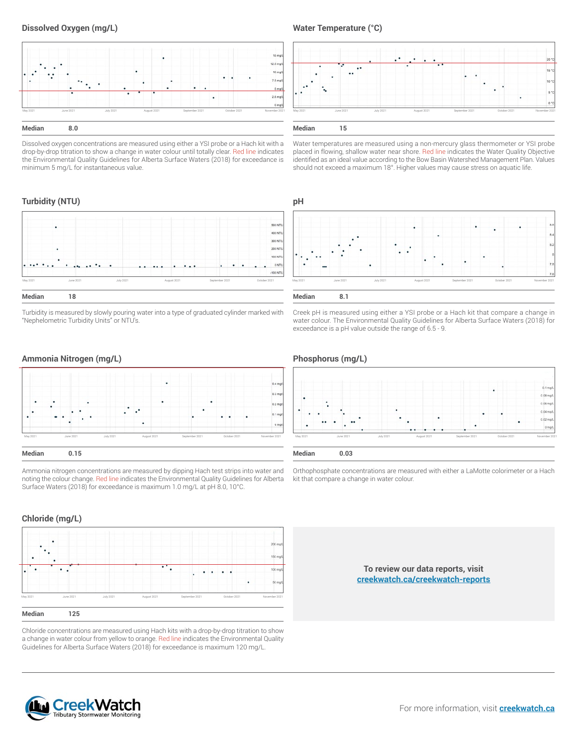## Dissolved Oxygen (mg/L)

15 mg/L
12.5 mg/L
10 mg/L
7.5 mg/L
5 mg/L
2.5 mg/L
0 mg/L

May 2021 June 2021 July 2021 August 2021 September 2021 October 2021 November 2021

**Median** 8.0

Dissolved oxygen concentrations are measured using either a YSI probe or a Hach kit with a drop-by-drop titration to show a change in water colour until totally clear. Red line indicates the Environmental Quality Guidelines for Alberta Surface Waters (2018) for exceedance is minimum 5 mg/L for instantaneous value.

## Water Temperature (°C)

20 °C
15 °C
10 °C
5 °C
0 °C

May 2021 June 2021 July 2021 August 2021 September 2021 October 2021 November 2021

**Median** 15

Water temperatures are measured using a non-mercury glass thermometer or YSI probe placed in flowing, shallow water near shore. Red line indicates the Water Quality Objective identified as an ideal value according to the Bow Basin Watershed Management Plan. Values should not exceed a maximum 18°. Higher values may cause stress on aquatic life.

## Turbidity (NTU)

500 NTU
400 NTU
300 NTU
200 NTU
100 NTU
0 NTU
-100 NTU

May 2021 June 2021 July 2021 August 2021 September 2021 October 2021

**Median** 18

Turbidity is measured by slowly pouring water into a type of graduated cylinder marked with "Nephelometric Turbidity Units" or NTU's.

## pH

8.6
8.4
8.2
8
7.8
7.6

May 2021 June 2021 July 2021 August 2021 September 2021 October 2021 November 2021

**Median** 8.1

Creek pH is measured using either a YSI probe or a Hach kit that compare a change in water colour. The Environmental Quality Guidelines for Alberta Surface Waters (2018) for exceedance is a pH value outside the range of 6.5 - 9.

## Ammonia Nitrogen (mg/L)

0.4 mg/L
0.3 mg/L
0.2 mg/L
0.1 mg/L
0 mg/L

May 2021 June 2021 July 2021 August 2021 September 2021 October 2021 November 2021

**Median** 0.15

Ammonia nitrogen concentrations are measured by dipping Hach test strips into water and noting the colour change. Red line indicates the Environmental Quality Guidelines for Alberta Surface Waters (2018) for exceedance is maximum 1.0 mg/L at pH 8.0, 10°C.

## Phosphorus (mg/L)

0.1 mg/L
0.08 mg/L
0.06 mg/L
0.04 mg/L
0.02 mg/L
0 mg/L

May 2021 June 2021 July 2021 August 2021 September 2021 October 2021 November 2021

**Median** 0.03

Orthophosphate concentrations are measured with either a LaMotte colorimeter or a Hach kit that compare a change in water colour.

## Chloride (mg/L)

200 mg/L
150 mg/L
100 mg/L
50 mg/L

May 2021 June 2021 July 2021 August 2021 September 2021 October 2021 November 2021

**Median** 125

Chloride concentrations are measured using Hach kits with a drop-by-drop titration to show a change in water colour from yellow to orange. Red line indicates the Environmental Quality Guidelines for Alberta Surface Waters (2018) for exceedance is maximum 120 mg/L.

**To review our data reports, visit [creekwatch.ca/creekwatch-reports](creekwatch.ca/creekwatch-reports)**

CreekWatch
Tributary Stormwater Monitoring

For more information, visit **[creekwatch.ca](creekwatch.ca)**